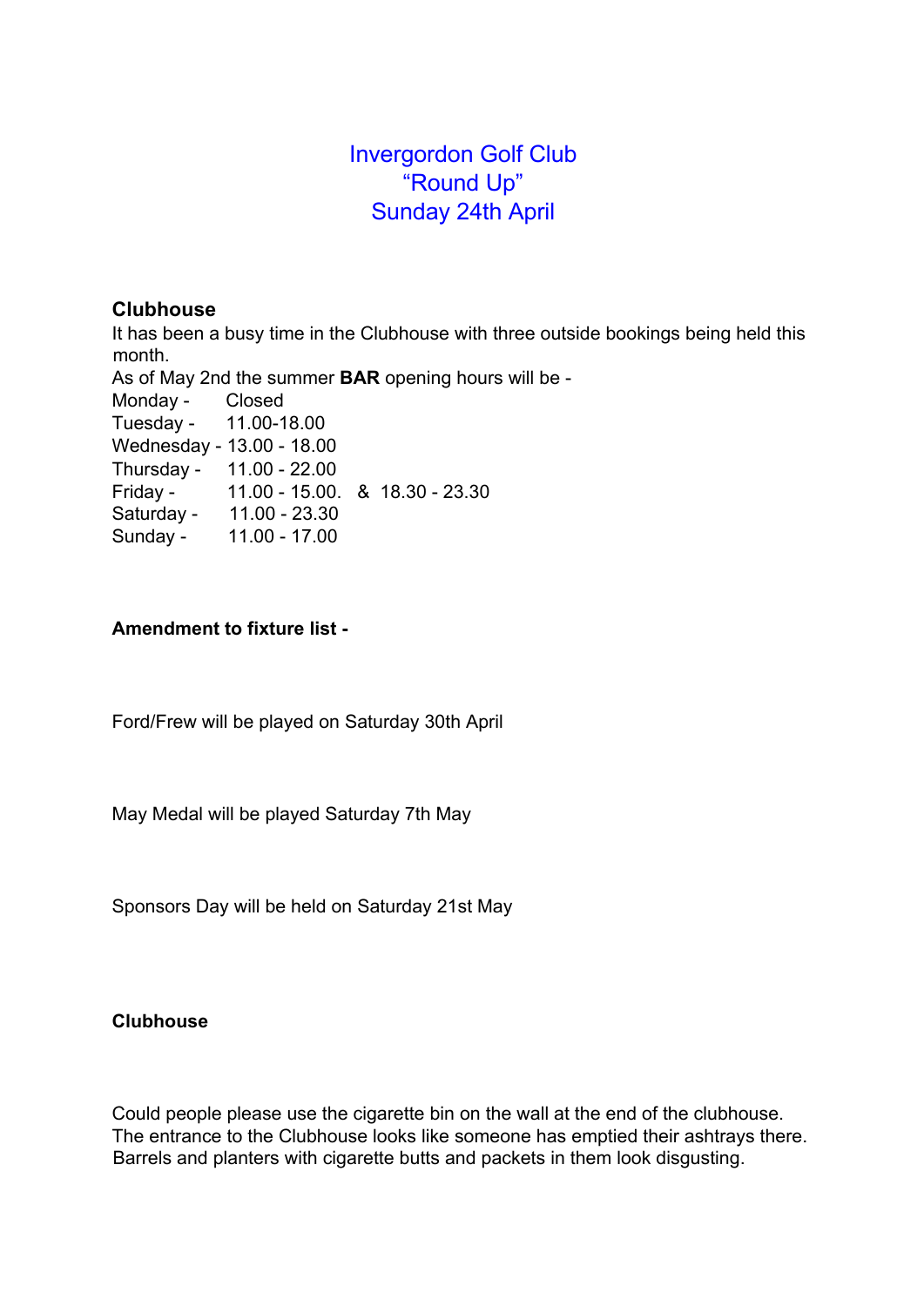# Invergordon Golf Club
# "Round Up"
# Sunday 24th April

## Clubhouse

It has been a busy time in the Clubhouse with three outside bookings being held this month.

As of May 2nd the summer **BAR** opening hours will be -

Monday - Closed
Tuesday - 11.00-18.00
Wednesday - 13.00 - 18.00
Thursday - 11.00 - 22.00
Friday - 11.00 - 15.00. & 18.30 - 23.30
Saturday - 11.00 - 23.30
Sunday - 11.00 - 17.00

**Amendment to fixture list -**

Ford/Frew will be played on Saturday 30th April

May Medal will be played Saturday 7th May

Sponsors Day will be held on Saturday 21st May

**Clubhouse**

Could people please use the cigarette bin on the wall at the end of the clubhouse. The entrance to the Clubhouse looks like someone has emptied their ashtrays there. Barrels and planters with cigarette butts and packets in them look disgusting.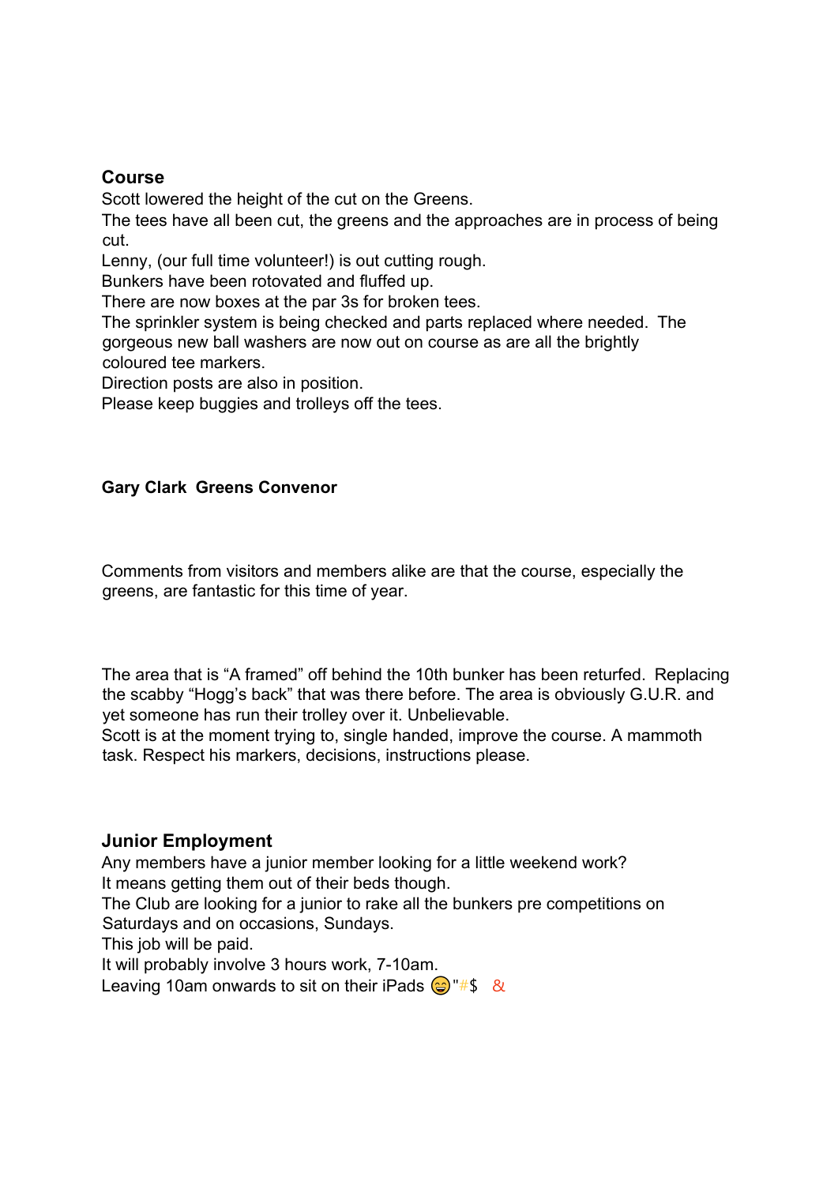## Course

Scott lowered the height of the cut on the Greens.
The tees have all been cut, the greens and the approaches are in process of being cut.
Lenny, (our full time volunteer!) is out cutting rough.
Bunkers have been rotovated and fluffed up.
There are now boxes at the par 3s for broken tees.
The sprinkler system is being checked and parts replaced where needed. The gorgeous new ball washers are now out on course as are all the brightly coloured tee markers.
Direction posts are also in position.
Please keep buggies and trolleys off the tees.

**Gary Clark Greens Convenor**

Comments from visitors and members alike are that the course, especially the greens, are fantastic for this time of year.

The area that is "A framed" off behind the 10th bunker has been returfed. Replacing the scabby "Hogg's back" that was there before. The area is obviously G.U.R. and yet someone has run their trolley over it. Unbelievable.
Scott is at the moment trying to, single handed, improve the course. A mammoth task. Respect his markers, decisions, instructions please.

## Junior Employment

Any members have a junior member looking for a little weekend work?
It means getting them out of their beds though.
The Club are looking for a junior to rake all the bunkers pre competitions on Saturdays and on occasions, Sundays.
This job will be paid.
It will probably involve 3 hours work, 7-10am.
Leaving 10am onwards to sit on their iPads 😄"#$ &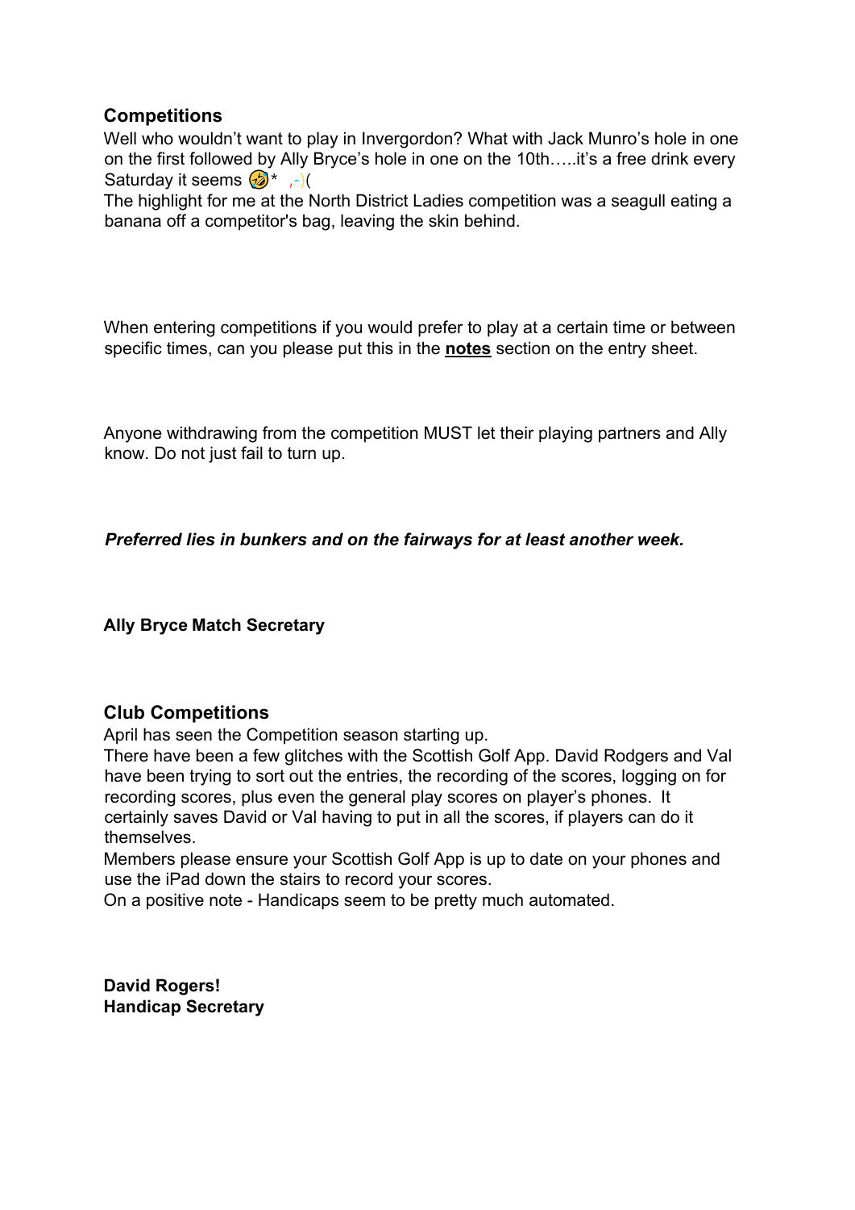## Competitions

Well who wouldn't want to play in Invergordon? What with Jack Munro's hole in one on the first followed by Ally Bryce's hole in one on the 10th…..it's a free drink every Saturday it seems 🤣* ,-)(

The highlight for me at the North District Ladies competition was a seagull eating a banana off a competitor's bag, leaving the skin behind.

When entering competitions if you would prefer to play at a certain time or between specific times, can you please put this in the **notes** section on the entry sheet.

Anyone withdrawing from the competition MUST let their playing partners and Ally know. Do not just fail to turn up.

***Preferred lies in bunkers and on the fairways for at least another week.***

**Ally Bryce Match Secretary**

## Club Competitions

April has seen the Competition season starting up.

There have been a few glitches with the Scottish Golf App. David Rodgers and Val have been trying to sort out the entries, the recording of the scores, logging on for recording scores, plus even the general play scores on player's phones. It certainly saves David or Val having to put in all the scores, if players can do it themselves.

Members please ensure your Scottish Golf App is up to date on your phones and use the iPad down the stairs to record your scores.

On a positive note - Handicaps seem to be pretty much automated.

**David Rogers!**
**Handicap Secretary**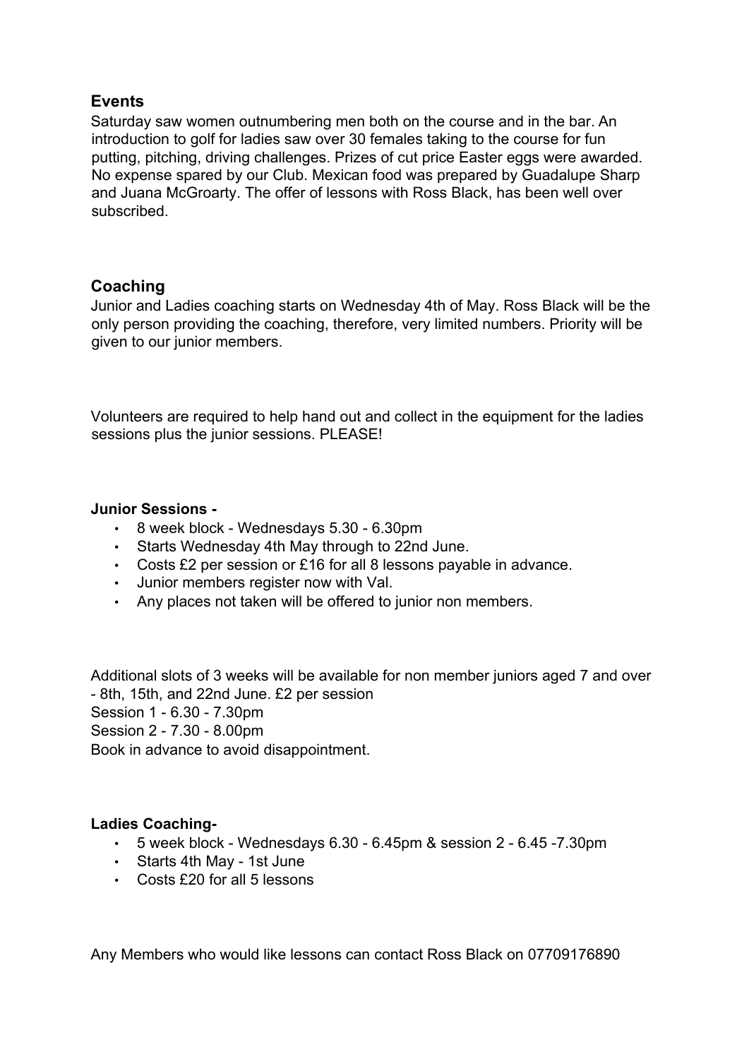## Events

Saturday saw women outnumbering men both on the course and in the bar. An introduction to golf for ladies saw over 30 females taking to the course for fun putting, pitching, driving challenges. Prizes of cut price Easter eggs were awarded. No expense spared by our Club. Mexican food was prepared by Guadalupe Sharp and Juana McGroarty. The offer of lessons with Ross Black, has been well over subscribed.

## Coaching

Junior and Ladies coaching starts on Wednesday 4th of May. Ross Black will be the only person providing the coaching, therefore, very limited numbers. Priority will be given to our junior members.

Volunteers are required to help hand out and collect in the equipment for the ladies sessions plus the junior sessions. PLEASE!

**Junior Sessions -**

- 8 week block - Wednesdays 5.30 - 6.30pm
- Starts Wednesday 4th May through to 22nd June.
- Costs £2 per session or £16 for all 8 lessons payable in advance.
- Junior members register now with Val.
- Any places not taken will be offered to junior non members.

Additional slots of 3 weeks will be available for non member juniors aged 7 and over - 8th, 15th, and 22nd June. £2 per session
Session 1 - 6.30 - 7.30pm
Session 2 - 7.30 - 8.00pm
Book in advance to avoid disappointment.

**Ladies Coaching-**

- 5 week block - Wednesdays 6.30 - 6.45pm & session 2 - 6.45 -7.30pm
- Starts 4th May - 1st June
- Costs £20 for all 5 lessons

Any Members who would like lessons can contact Ross Black on 07709176890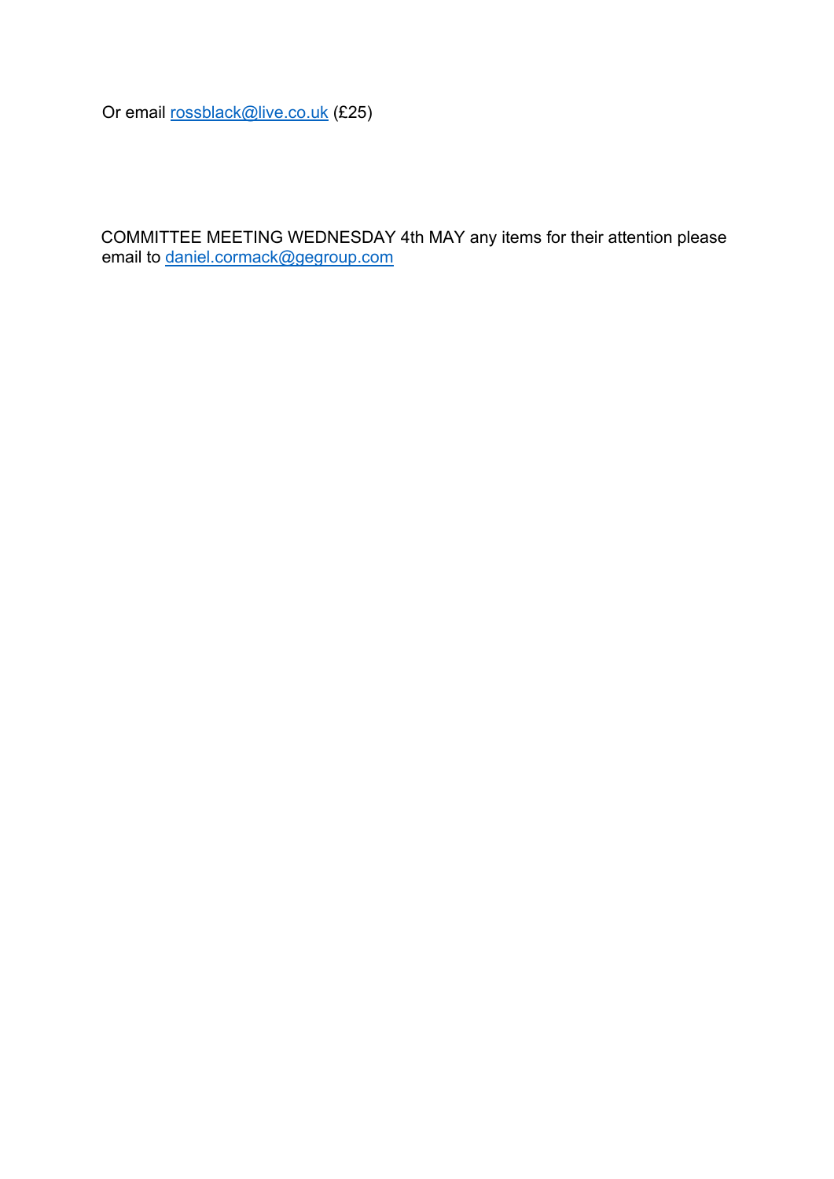Or email rossblack@live.co.uk (£25)

COMMITTEE MEETING WEDNESDAY 4th MAY any items for their attention please email to daniel.cormack@gegroup.com